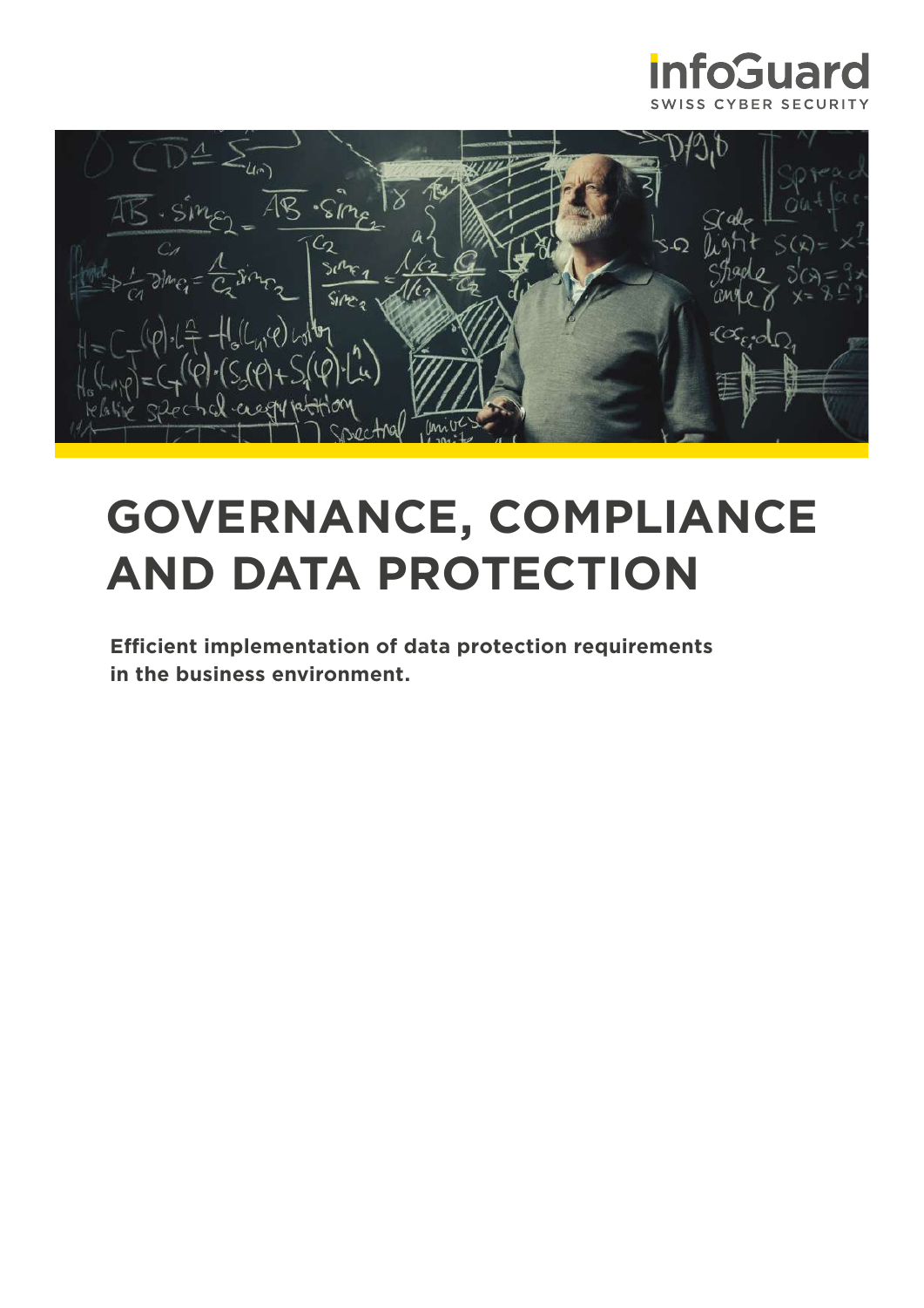infoGuard

SWISS CYBER SECURITY

# GOVERNANCE, COMPLIANCE AND DATA PROTECTION

**Efficient implementation of data protection requirements in the business environment.**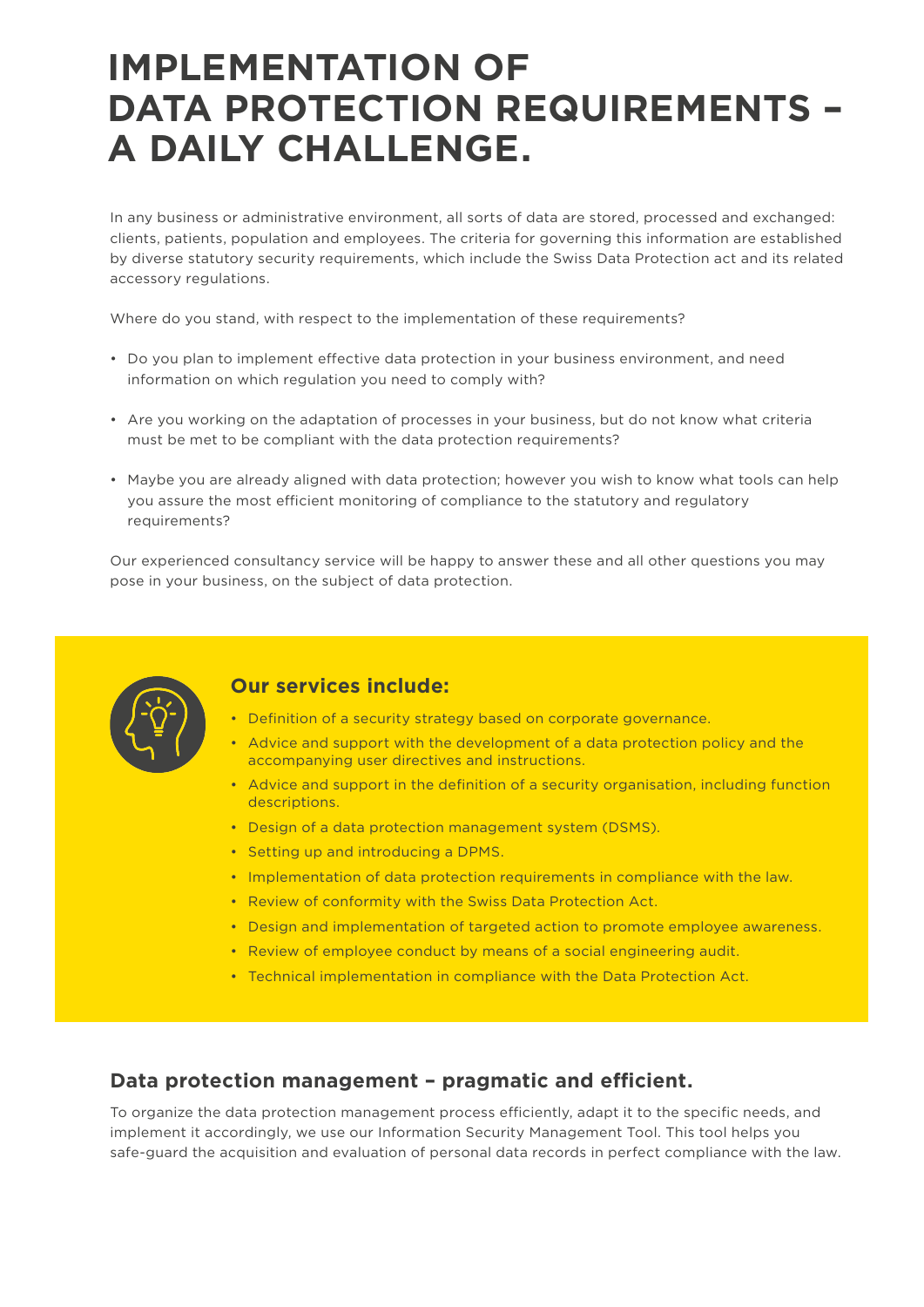# IMPLEMENTATION OF DATA PROTECTION REQUIREMENTS – A DAILY CHALLENGE.

In any business or administrative environment, all sorts of data are stored, processed and exchanged: clients, patients, population and employees. The criteria for governing this information are established by diverse statutory security requirements, which include the Swiss Data Protection act and its related accessory regulations.

Where do you stand, with respect to the implementation of these requirements?

- Do you plan to implement effective data protection in your business environment, and need information on which regulation you need to comply with?
- Are you working on the adaptation of processes in your business, but do not know what criteria must be met to be compliant with the data protection requirements?
- Maybe you are already aligned with data protection; however you wish to know what tools can help you assure the most efficient monitoring of compliance to the statutory and regulatory requirements?

Our experienced consultancy service will be happy to answer these and all other questions you may pose in your business, on the subject of data protection.

## Our services include:

- Definition of a security strategy based on corporate governance.
- Advice and support with the development of a data protection policy and the accompanying user directives and instructions.
- Advice and support in the definition of a security organisation, including function descriptions.
- Design of a data protection management system (DSMS).
- Setting up and introducing a DPMS.
- Implementation of data protection requirements in compliance with the law.
- Review of conformity with the Swiss Data Protection Act.
- Design and implementation of targeted action to promote employee awareness.
- Review of employee conduct by means of a social engineering audit.
- Technical implementation in compliance with the Data Protection Act.

## Data protection management – pragmatic and efficient.

To organize the data protection management process efficiently, adapt it to the specific needs, and implement it accordingly, we use our Information Security Management Tool. This tool helps you safe-guard the acquisition and evaluation of personal data records in perfect compliance with the law.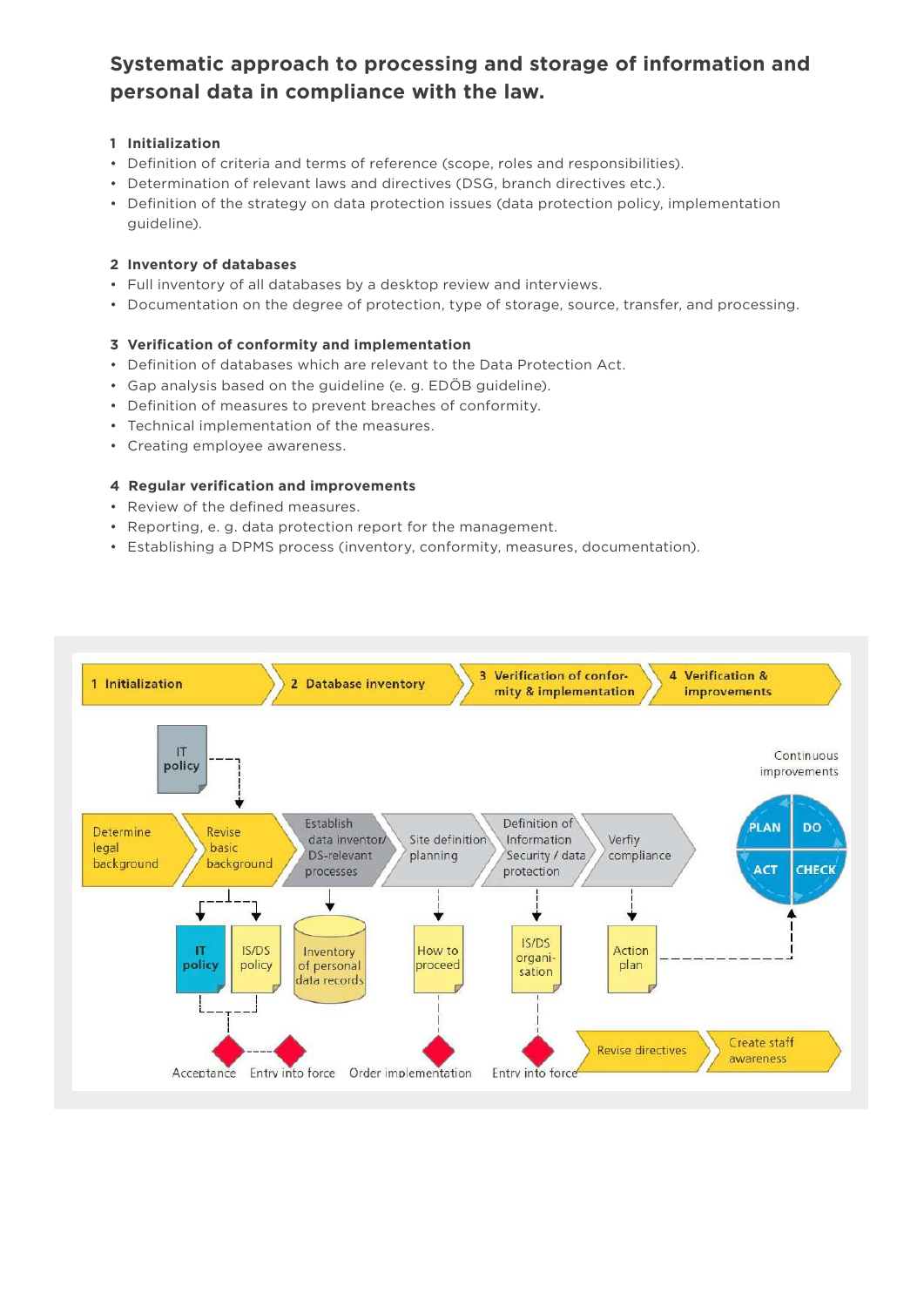## Systematic approach to processing and storage of information and personal data in compliance with the law.

### 1 Initialization

- Definition of criteria and terms of reference (scope, roles and responsibilities).
- Determination of relevant laws and directives (DSG, branch directives etc.).
- Definition of the strategy on data protection issues (data protection policy, implementation guideline).

### 2 Inventory of databases

- Full inventory of all databases by a desktop review and interviews.
- Documentation on the degree of protection, type of storage, source, transfer, and processing.

### 3 Verification of conformity and implementation

- Definition of databases which are relevant to the Data Protection Act.
- Gap analysis based on the guideline (e. g. EDÖB guideline).
- Definition of measures to prevent breaches of conformity.
- Technical implementation of the measures.
- Creating employee awareness.

### 4 Regular verification and improvements

- Review of the defined measures.
- Reporting, e. g. data protection report for the management.
- Establishing a DPMS process (inventory, conformity, measures, documentation).

1 Initialization | 2 Database inventory | 3 Verification of conformity & implementation | 4 Verification & improvements

IT policy

Determine legal background → Revise basic background → Establish data inventory/ DS-relevant processes → Site definition planning → Definition of Information Security / data protection → Verfiy compliance

Continuous improvements: PLAN, DO, CHECK, ACT

IT policy, IS/DS policy, Inventory of personal data records, How to proceed, IS/DS organisation, Action plan

Acceptance, Entry into force, Order implementation, Entry into force

Revise directives → Create staff awareness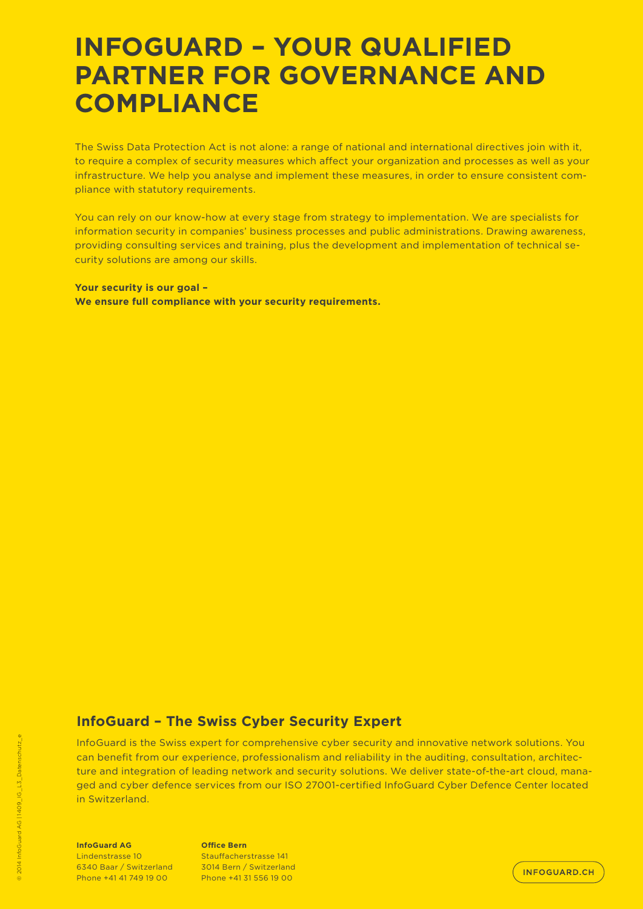# INFOGUARD – YOUR QUALIFIED PARTNER FOR GOVERNANCE AND COMPLIANCE

The Swiss Data Protection Act is not alone: a range of national and international directives join with it, to require a complex of security measures which affect your organization and processes as well as your infrastructure. We help you analyse and implement these measures, in order to ensure consistent compliance with statutory requirements.

You can rely on our know-how at every stage from strategy to implementation. We are specialists for information security in companies' business processes and public administrations. Drawing awareness, providing consulting services and training, plus the development and implementation of technical security solutions are among our skills.

**Your security is our goal –**
**We ensure full compliance with your security requirements.**

## InfoGuard – The Swiss Cyber Security Expert

InfoGuard is the Swiss expert for comprehensive cyber security and innovative network solutions. You can benefit from our experience, professionalism and reliability in the auditing, consultation, architecture and integration of leading network and security solutions. We deliver state-of-the-art cloud, managed and cyber defence services from our ISO 27001-certified InfoGuard Cyber Defence Center located in Switzerland.

**InfoGuard AG**
Lindenstrasse 10
6340 Baar / Switzerland
Phone +41 41 749 19 00

**Office Bern**
Stauffacherstrasse 141
3014 Bern / Switzerland
Phone +41 31 556 19 00

INFOGUARD.CH

© 2014 InfoGuard AG | 1409_IG_L3_Datenschutz_e